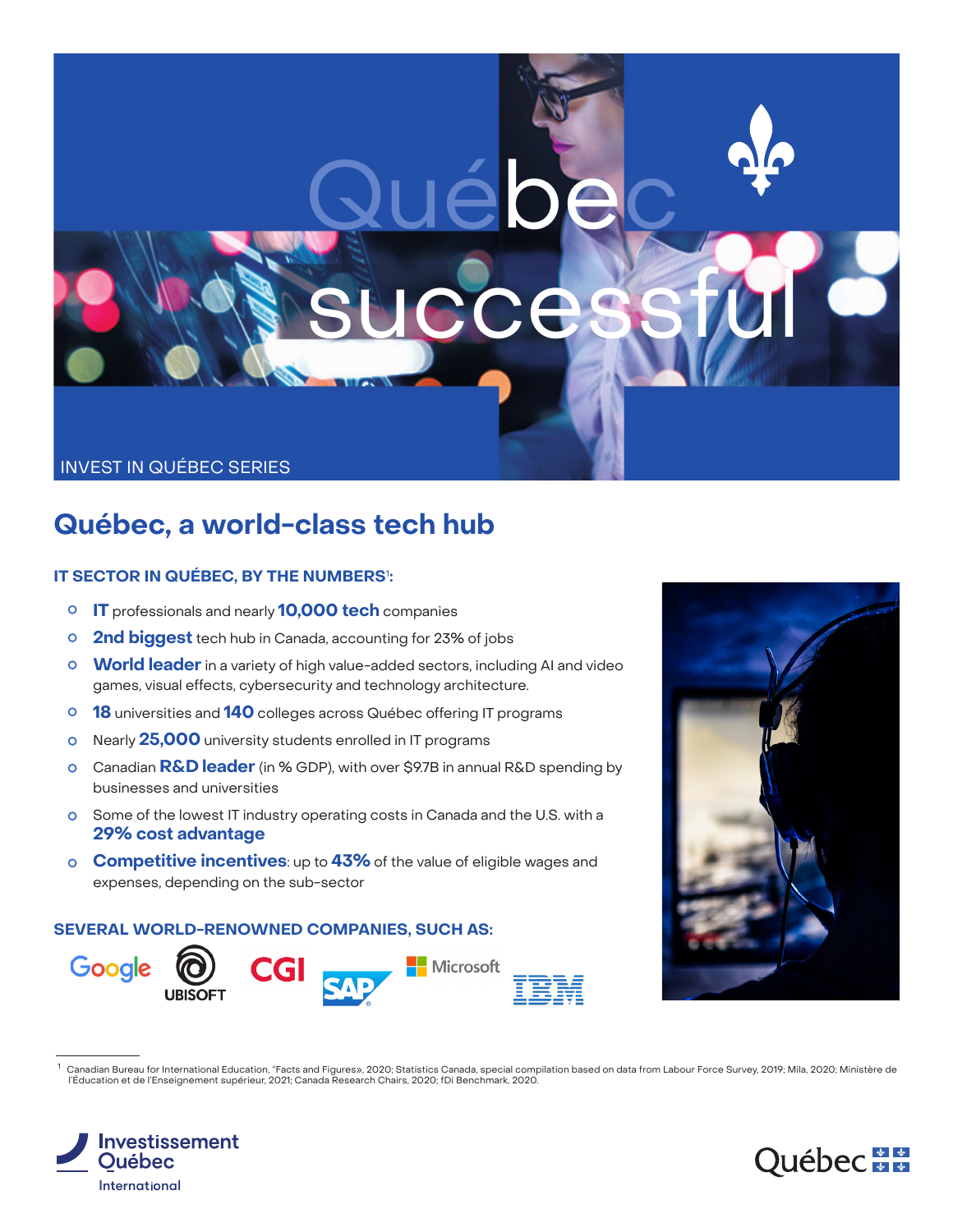# Québec successful

INVEST IN QUÉBEC SERIES

## Québec, a world-class tech hub

### IT SECTOR IN QUÉBEC, BY THE NUMBERS[1]:

- **IT** professionals and nearly **10,000 tech** companies
- **2nd biggest** tech hub in Canada, accounting for 23% of jobs
- **World leader** in a variety of high value-added sectors, including AI and video games, visual effects, cybersecurity and technology architecture.
- **18** universities and **140** colleges across Québec offering IT programs
- Nearly **25,000** university students enrolled in IT programs
- Canadian **R&D leader** (in % GDP), with over $9.7B in annual R&D spending by businesses and universities
- Some of the lowest IT industry operating costs in Canada and the U.S. with a **29% cost advantage**
- **Competitive incentives**: up to **43%** of the value of eligible wages and expenses, depending on the sub-sector

### SEVERAL WORLD-RENOWNED COMPANIES, SUCH AS:

Google, Ubisoft, CGI, SAP, Microsoft, IBM

[1] Canadian Bureau for International Education, "Facts and Figures», 2020; Statistics Canada, special compilation based on data from Labour Force Survey, 2019; Mila, 2020; Ministère de l'Éducation et de l'Enseignement supérieur, 2021; Canada Research Chairs, 2020; fDi Benchmark, 2020.

Investissement Québec International

Québec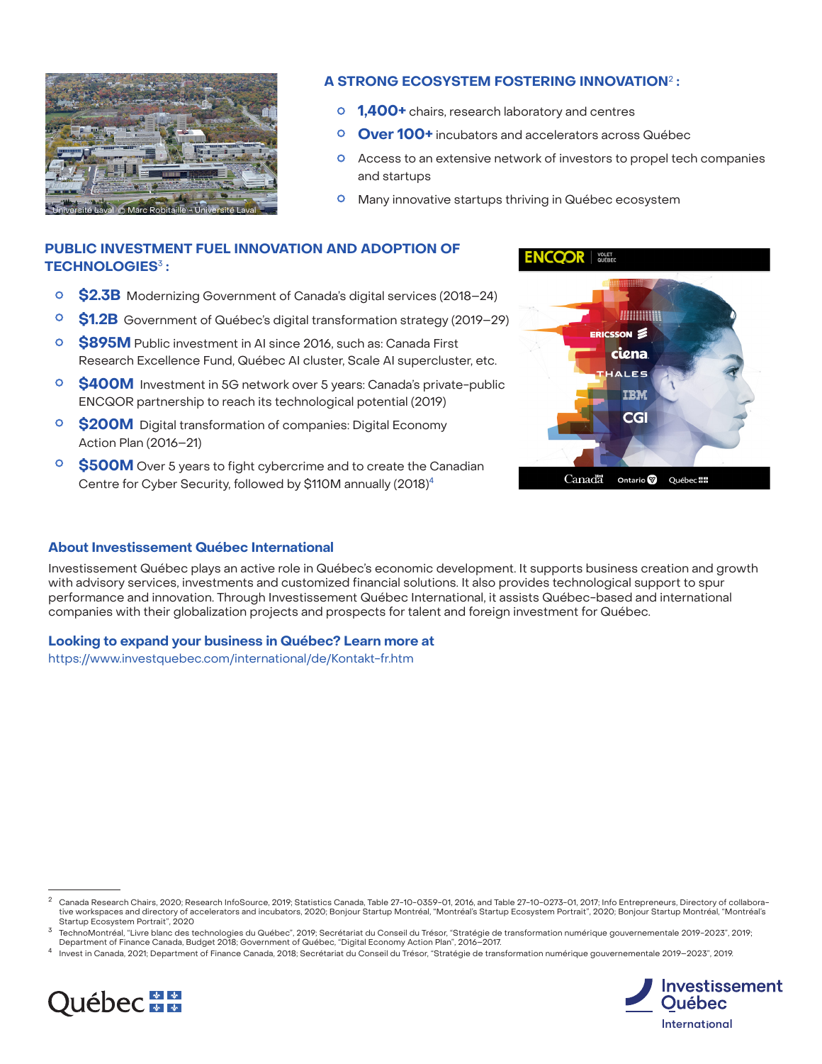Université Laval © Marc Robitaille - Université Laval

## A STRONG ECOSYSTEM FOSTERING INNOVATION[2] :

- **1,400+** chairs, research laboratory and centres
- **Over 100+** incubators and accelerators across Québec
- Access to an extensive network of investors to propel tech companies and startups
- Many innovative startups thriving in Québec ecosystem

## PUBLIC INVESTMENT FUEL INNOVATION AND ADOPTION OF TECHNOLOGIES[3] :

- **$2.3B** Modernizing Government of Canada's digital services (2018–24)
- **$1.2B** Government of Québec's digital transformation strategy (2019–29)
- **$895M** Public investment in AI since 2016, such as: Canada First Research Excellence Fund, Québec AI cluster, Scale AI supercluster, etc.
- **$400M** Investment in 5G network over 5 years: Canada's private-public ENCQOR partnership to reach its technological potential (2019)
- **$200M** Digital transformation of companies: Digital Economy Action Plan (2016–21)
- **$500M** Over 5 years to fight cybercrime and to create the Canadian Centre for Cyber Security, followed by $110M annually (2018)[4]

ENCQOR VOLET QUÉBEC

ERICSSON
ciena
THALES
IBM
CGI

Canada Ontario Québec

### About Investissement Québec International

Investissement Québec plays an active role in Québec's economic development. It supports business creation and growth with advisory services, investments and customized financial solutions. It also provides technological support to spur performance and innovation. Through Investissement Québec International, it assists Québec-based and international companies with their globalization projects and prospects for talent and foreign investment for Québec.

### Looking to expand your business in Québec? Learn more at

https://www.investquebec.com/international/de/Kontakt-fr.htm

---

[2] Canada Research Chairs, 2020; Research InfoSource, 2019; Statistics Canada, Table 27-10-0359-01, 2016, and Table 27-10-0273-01, 2017; Info Entrepreneurs, Directory of collaborative workspaces and directory of accelerators and incubators, 2020; Bonjour Startup Montréal, "Montréal's Startup Ecosystem Portrait", 2020; Bonjour Startup Montréal, "Montréal's Startup Ecosystem Portrait", 2020

[3] TechnoMontréal, "Livre blanc des technologies du Québec", 2019; Secrétariat du Conseil du Trésor, "Stratégie de transformation numérique gouvernementale 2019-2023", 2019; Department of Finance Canada, Budget 2018; Government of Québec, "Digital Economy Action Plan", 2016–2017.

[4] Invest in Canada, 2021; Department of Finance Canada, 2018; Secrétariat du Conseil du Trésor, "Stratégie de transformation numérique gouvernementale 2019–2023", 2019.

Québec

Investissement Québec International